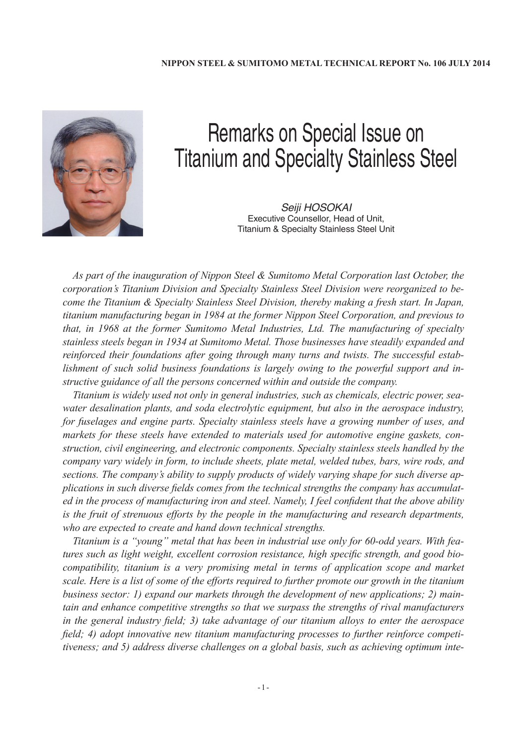# Remarks on Special Issue on Titanium and Specialty Stainless Steel

*Seiji HOSOKAI*
Executive Counsellor, Head of Unit,
Titanium & Specialty Stainless Steel Unit

*As part of the inauguration of Nippon Steel & Sumitomo Metal Corporation last October, the corporation's Titanium Division and Specialty Stainless Steel Division were reorganized to become the Titanium & Specialty Stainless Steel Division, thereby making a fresh start. In Japan, titanium manufacturing began in 1984 at the former Nippon Steel Corporation, and previous to that, in 1968 at the former Sumitomo Metal Industries, Ltd. The manufacturing of specialty stainless steels began in 1934 at Sumitomo Metal. Those businesses have steadily expanded and reinforced their foundations after going through many turns and twists. The successful establishment of such solid business foundations is largely owing to the powerful support and instructive guidance of all the persons concerned within and outside the company.*

*Titanium is widely used not only in general industries, such as chemicals, electric power, seawater desalination plants, and soda electrolytic equipment, but also in the aerospace industry, for fuselages and engine parts. Specialty stainless steels have a growing number of uses, and markets for these steels have extended to materials used for automotive engine gaskets, construction, civil engineering, and electronic components. Specialty stainless steels handled by the company vary widely in form, to include sheets, plate metal, welded tubes, bars, wire rods, and sections. The company's ability to supply products of widely varying shape for such diverse applications in such diverse fields comes from the technical strengths the company has accumulated in the process of manufacturing iron and steel. Namely, I feel confident that the above ability is the fruit of strenuous efforts by the people in the manufacturing and research departments, who are expected to create and hand down technical strengths.*

*Titanium is a "young" metal that has been in industrial use only for 60-odd years. With features such as light weight, excellent corrosion resistance, high specific strength, and good biocompatibility, titanium is a very promising metal in terms of application scope and market scale. Here is a list of some of the efforts required to further promote our growth in the titanium business sector: 1) expand our markets through the development of new applications; 2) maintain and enhance competitive strengths so that we surpass the strengths of rival manufacturers in the general industry field; 3) take advantage of our titanium alloys to enter the aerospace field; 4) adopt innovative new titanium manufacturing processes to further reinforce competitiveness; and 5) address diverse challenges on a global basis, such as achieving optimum inte-*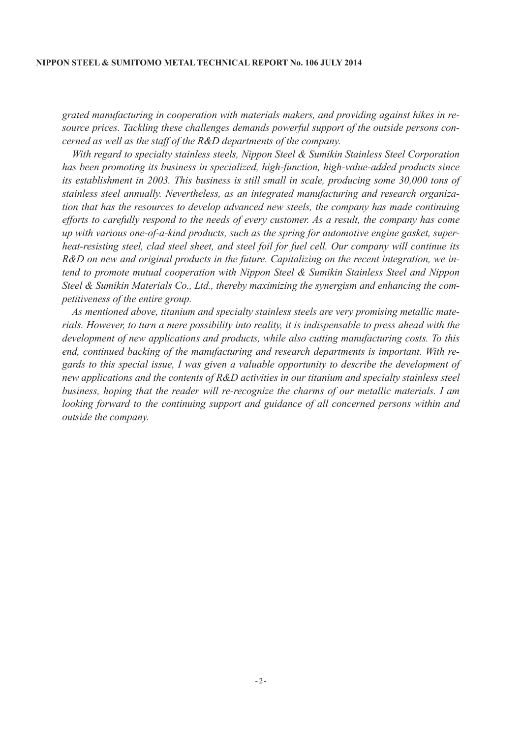*grated manufacturing in cooperation with materials makers, and providing against hikes in resource prices. Tackling these challenges demands powerful support of the outside persons concerned as well as the staff of the R&D departments of the company.*

*With regard to specialty stainless steels, Nippon Steel & Sumikin Stainless Steel Corporation has been promoting its business in specialized, high-function, high-value-added products since its establishment in 2003. This business is still small in scale, producing some 30,000 tons of stainless steel annually. Nevertheless, as an integrated manufacturing and research organization that has the resources to develop advanced new steels, the company has made continuing efforts to carefully respond to the needs of every customer. As a result, the company has come up with various one-of-a-kind products, such as the spring for automotive engine gasket, super-heat-resisting steel, clad steel sheet, and steel foil for fuel cell. Our company will continue its R&D on new and original products in the future. Capitalizing on the recent integration, we intend to promote mutual cooperation with Nippon Steel & Sumikin Stainless Steel and Nippon Steel & Sumikin Materials Co., Ltd., thereby maximizing the synergism and enhancing the competitiveness of the entire group.*

*As mentioned above, titanium and specialty stainless steels are very promising metallic materials. However, to turn a mere possibility into reality, it is indispensable to press ahead with the development of new applications and products, while also cutting manufacturing costs. To this end, continued backing of the manufacturing and research departments is important. With regards to this special issue, I was given a valuable opportunity to describe the development of new applications and the contents of R&D activities in our titanium and specialty stainless steel business, hoping that the reader will re-recognize the charms of our metallic materials. I am looking forward to the continuing support and guidance of all concerned persons within and outside the company.*